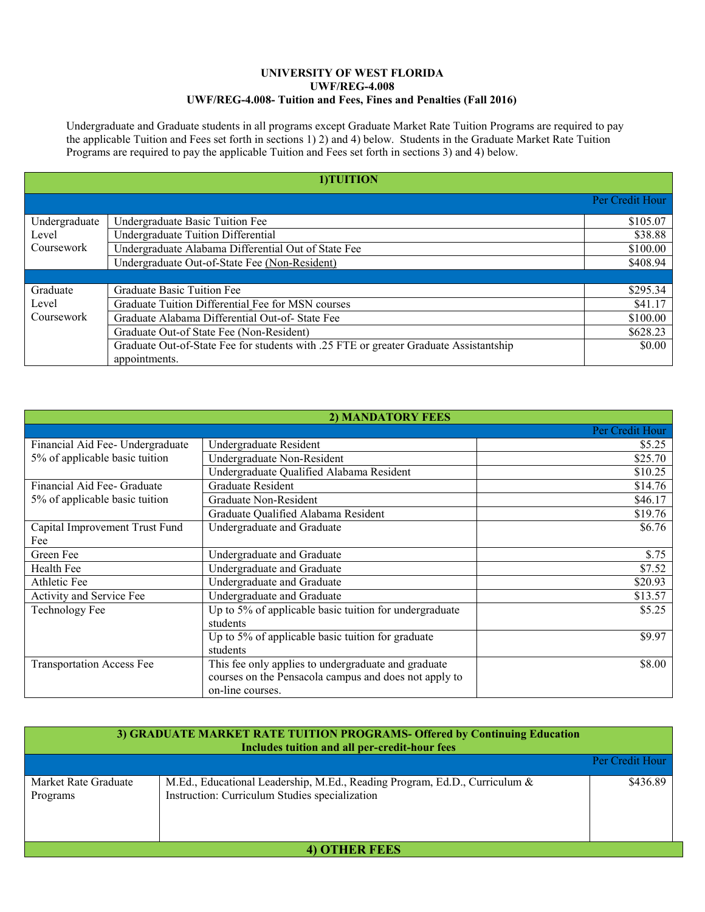**UNIVERSITY OF WEST FLORIDA**
**UWF/REG-4.008**
**UWF/REG-4.008- Tuition and Fees, Fines and Penalties (Fall 2016)**

Undergraduate and Graduate students in all programs except Graduate Market Rate Tuition Programs are required to pay the applicable Tuition and Fees set forth in sections 1) 2) and 4) below. Students in the Graduate Market Rate Tuition Programs are required to pay the applicable Tuition and Fees set forth in sections 3) and 4) below.

| **1)TUITION** | | |
|---|---|---|
| | | Per Credit Hour |
| Undergraduate Level Coursework | Undergraduate Basic Tuition Fee | $105.07 |
| | Undergraduate Tuition Differential | $38.88 |
| | Undergraduate Alabama Differential Out of State Fee | $100.00 |
| | Undergraduate Out-of-State Fee (Non-Resident) | $408.94 |
| | | |
| Graduate Level Coursework | Graduate Basic Tuition Fee | $295.34 |
| | Graduate Tuition Differential Fee for MSN courses | $41.17 |
| | Graduate Alabama Differential Out-of- State Fee | $100.00 |
| | Graduate Out-of State Fee (Non-Resident) | $628.23 |
| | Graduate Out-of-State Fee for students with .25 FTE or greater Graduate Assistantship appointments. | $0.00 |

| **2) MANDATORY FEES** | | |
|---|---|---|
| | | Per Credit Hour |
| Financial Aid Fee- Undergraduate 5% of applicable basic tuition | Undergraduate Resident | $5.25 |
| | Undergraduate Non-Resident | $25.70 |
| | Undergraduate Qualified Alabama Resident | $10.25 |
| Financial Aid Fee- Graduate 5% of applicable basic tuition | Graduate Resident | $14.76 |
| | Graduate Non-Resident | $46.17 |
| | Graduate Qualified Alabama Resident | $19.76 |
| Capital Improvement Trust Fund Fee | Undergraduate and Graduate | $6.76 |
| Green Fee | Undergraduate and Graduate | $.75 |
| Health Fee | Undergraduate and Graduate | $7.52 |
| Athletic Fee | Undergraduate and Graduate | $20.93 |
| Activity and Service Fee | Undergraduate and Graduate | $13.57 |
| Technology Fee | Up to 5% of applicable basic tuition for undergraduate students | $5.25 |
| | Up to 5% of applicable basic tuition for graduate students | $9.97 |
| Transportation Access Fee | This fee only applies to undergraduate and graduate courses on the Pensacola campus and does not apply to on-line courses. | $8.00 |

| **3) GRADUATE MARKET RATE TUITION PROGRAMS- Offered by Continuing Education Includes tuition and all per-credit-hour fees** | | |
|---|---|---|
| | | Per Credit Hour |
| Market Rate Graduate Programs | M.Ed., Educational Leadership, M.Ed., Reading Program, Ed.D., Curriculum & Instruction: Curriculum Studies specialization | $436.89 |

**4) OTHER FEES**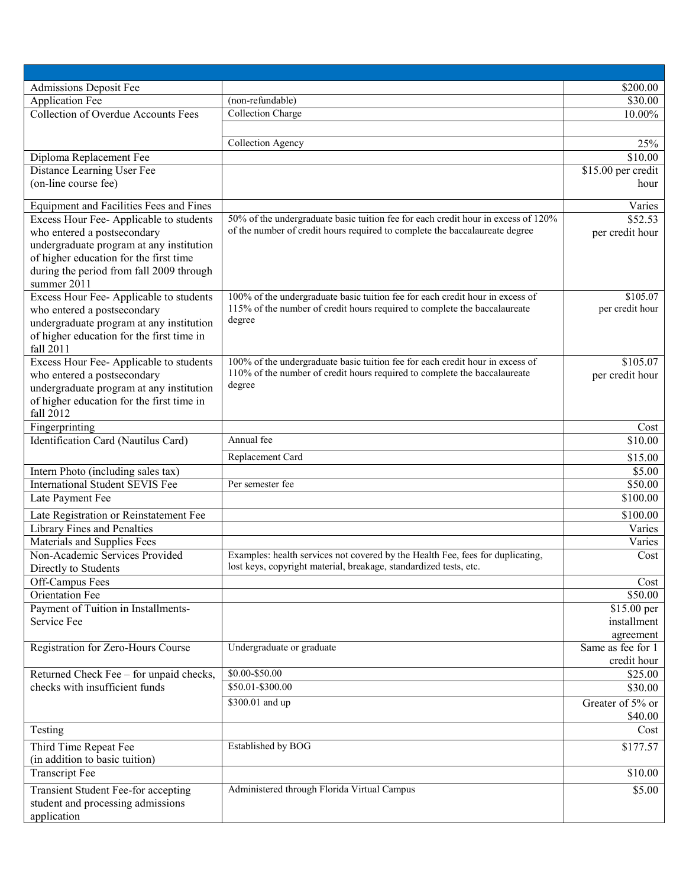| | | |
|---|---|---|
| Admissions Deposit Fee | | $200.00 |
| Application Fee | (non-refundable) | $30.00 |
| Collection of Overdue Accounts Fees | Collection Charge | 10.00% |
| | | |
| | Collection Agency | 25% |
| Diploma Replacement Fee | | $10.00 |
| Distance Learning User Fee (on-line course fee) | | $15.00 per credit hour |
| Equipment and Facilities Fees and Fines | | Varies |
| Excess Hour Fee- Applicable to students who entered a postsecondary undergraduate program at any institution of higher education for the first time during the period from fall 2009 through summer 2011 | 50% of the undergraduate basic tuition fee for each credit hour in excess of 120% of the number of credit hours required to complete the baccalaureate degree | $52.53 per credit hour |
| Excess Hour Fee- Applicable to students who entered a postsecondary undergraduate program at any institution of higher education for the first time in fall 2011 | 100% of the undergraduate basic tuition fee for each credit hour in excess of 115% of the number of credit hours required to complete the baccalaureate degree | $105.07 per credit hour |
| Excess Hour Fee- Applicable to students who entered a postsecondary undergraduate program at any institution of higher education for the first time in fall 2012 | 100% of the undergraduate basic tuition fee for each credit hour in excess of 110% of the number of credit hours required to complete the baccalaureate degree | $105.07 per credit hour |
| Fingerprinting | | Cost |
| Identification Card (Nautilus Card) | Annual fee | $10.00 |
| | Replacement Card | $15.00 |
| Intern Photo (including sales tax) | | $5.00 |
| International Student SEVIS Fee | Per semester fee | $50.00 |
| Late Payment Fee | | $100.00 |
| Late Registration or Reinstatement Fee | | $100.00 |
| Library Fines and Penalties | | Varies |
| Materials and Supplies Fees | | Varies |
| Non-Academic Services Provided Directly to Students | Examples: health services not covered by the Health Fee, fees for duplicating, lost keys, copyright material, breakage, standardized tests, etc. | Cost |
| Off-Campus Fees | | Cost |
| Orientation Fee | | $50.00 |
| Payment of Tuition in Installments- Service Fee | | $15.00 per installment agreement |
| Registration for Zero-Hours Course | Undergraduate or graduate | Same as fee for 1 credit hour |
| Returned Check Fee – for unpaid checks, checks with insufficient funds | $0.00-$50.00 | $25.00 |
| | $50.01-$300.00 | $30.00 |
| | $300.01 and up | Greater of 5% or $40.00 |
| Testing | | Cost |
| Third Time Repeat Fee (in addition to basic tuition) | Established by BOG | $177.57 |
| Transcript Fee | | $10.00 |
| Transient Student Fee-for accepting student and processing admissions application | Administered through Florida Virtual Campus | $5.00 |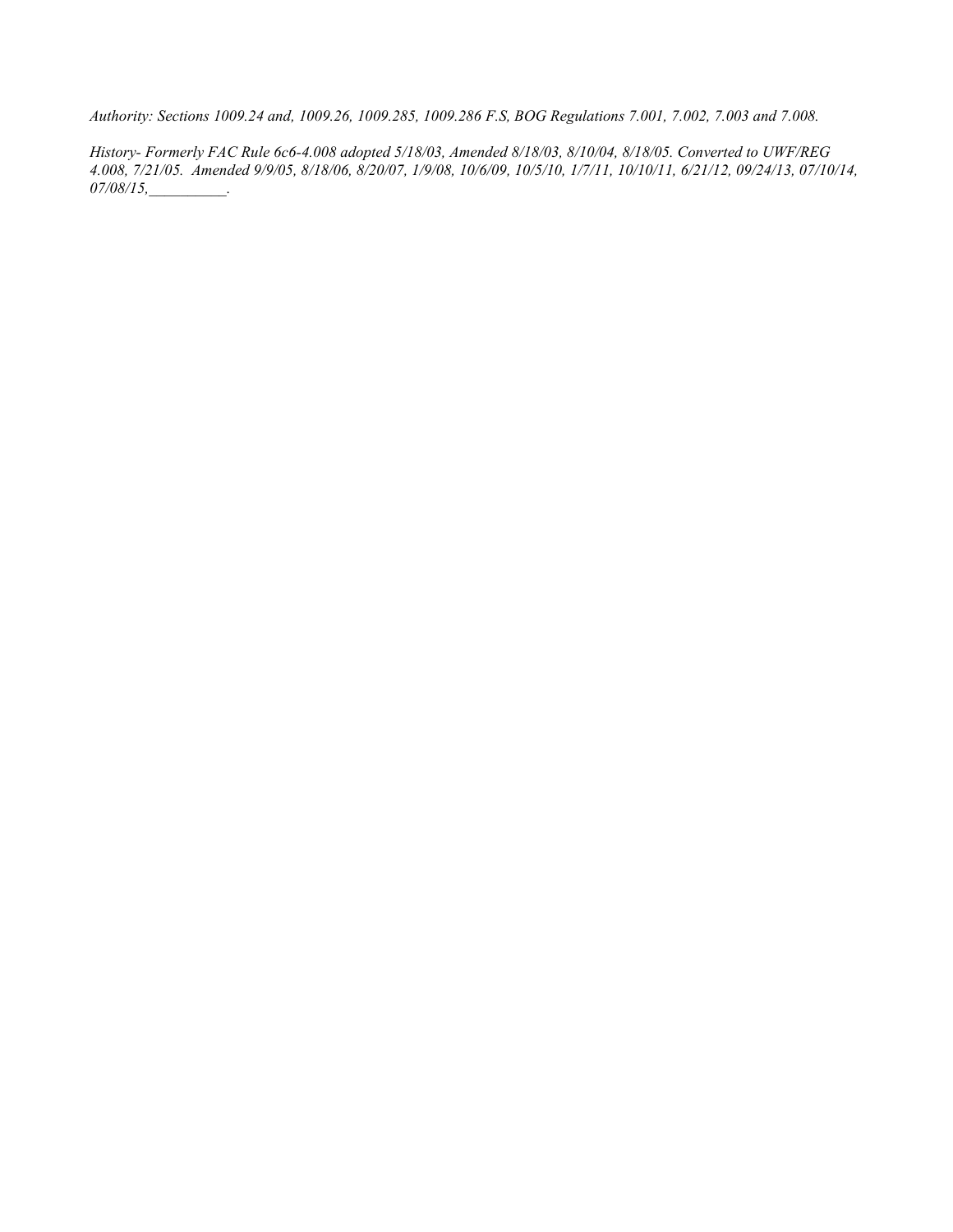*Authority: Sections 1009.24 and, 1009.26, 1009.285, 1009.286 F.S, BOG Regulations 7.001, 7.002, 7.003 and 7.008.*

*History- Formerly FAC Rule 6c6-4.008 adopted 5/18/03, Amended 8/18/03, 8/10/04, 8/18/05. Converted to UWF/REG 4.008, 7/21/05. Amended 9/9/05, 8/18/06, 8/20/07, 1/9/08, 10/6/09, 10/5/10, 1/7/11, 10/10/11, 6/21/12, 09/24/13, 07/10/14, 07/08/15,__________.*